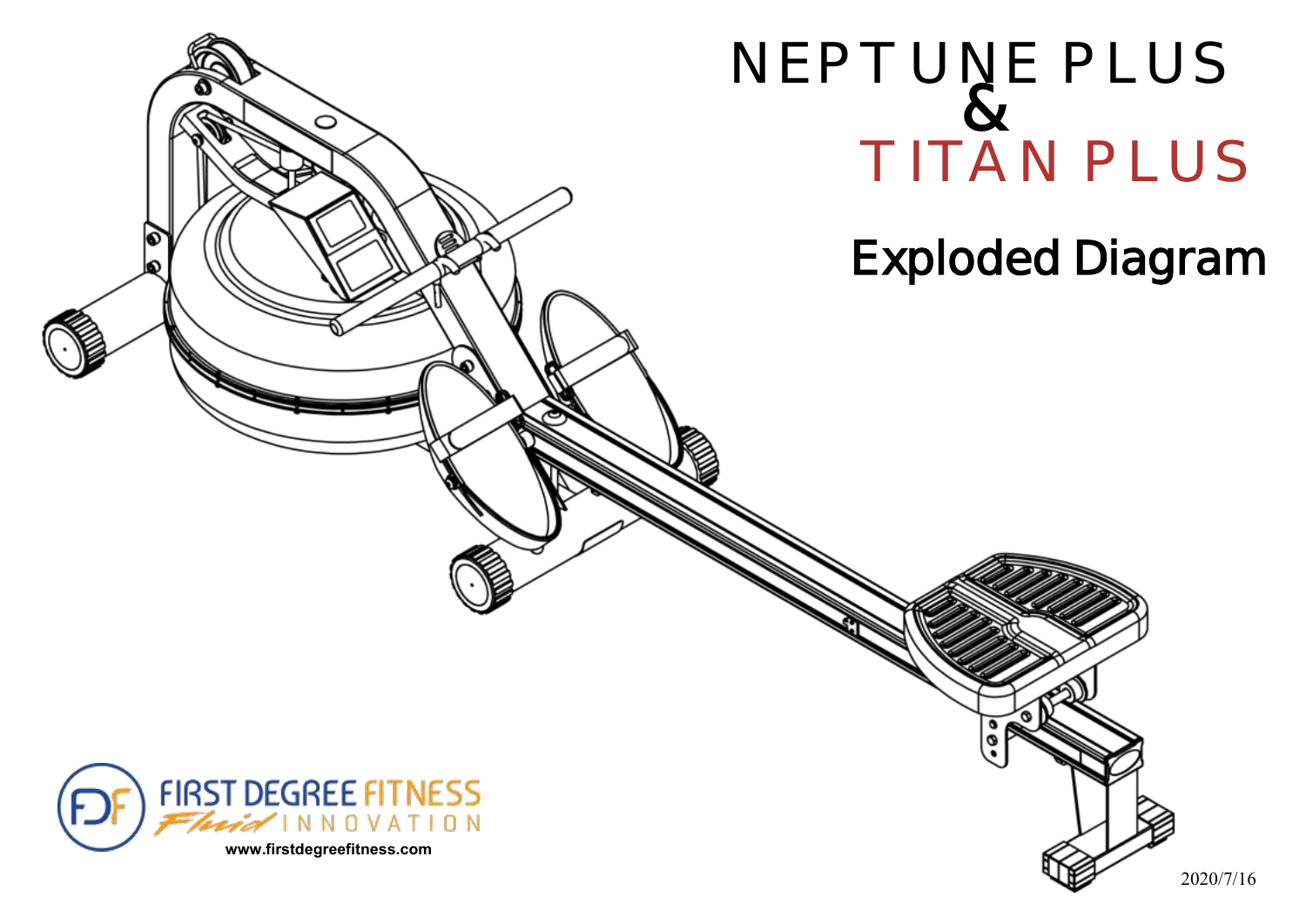# NEPTUNE PLUS & TITAN PLUS

## Exploded Diagram

FIRST DEGREE FITNESS
*Fluid* INNOVATION
www.firstdegreefitness.com

2020/7/16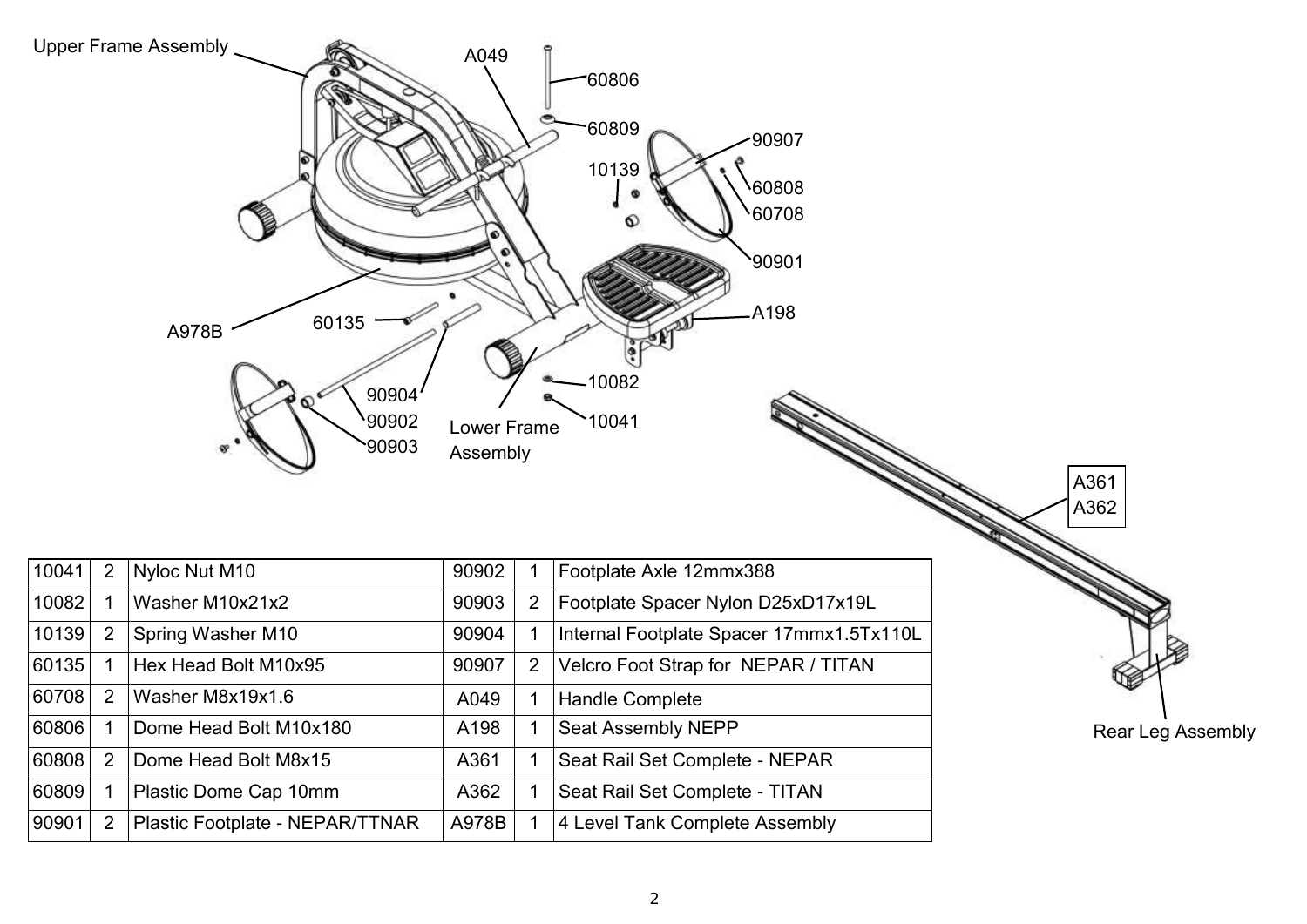| | | | | | |
|---|---|---|---|---|---|
| 10041 | 2 | Nyloc Nut M10 | 90902 | 1 | Footplate Axle 12mmx388 |
| 10082 | 1 | Washer M10x21x2 | 90903 | 2 | Footplate Spacer Nylon D25xD17x19L |
| 10139 | 2 | Spring Washer M10 | 90904 | 1 | Internal Footplate Spacer 17mmx1.5Tx110L |
| 60135 | 1 | Hex Head Bolt M10x95 | 90907 | 2 | Velcro Foot Strap for NEPAR / TITAN |
| 60708 | 2 | Washer M8x19x1.6 | A049 | 1 | Handle Complete |
| 60806 | 1 | Dome Head Bolt M10x180 | A198 | 1 | Seat Assembly NEPP |
| 60808 | 2 | Dome Head Bolt M8x15 | A361 | 1 | Seat Rail Set Complete - NEPAR |
| 60809 | 1 | Plastic Dome Cap 10mm | A362 | 1 | Seat Rail Set Complete - TITAN |
| 90901 | 2 | Plastic Footplate - NEPAR/TTNAR | A978B | 1 | 4 Level Tank Complete Assembly |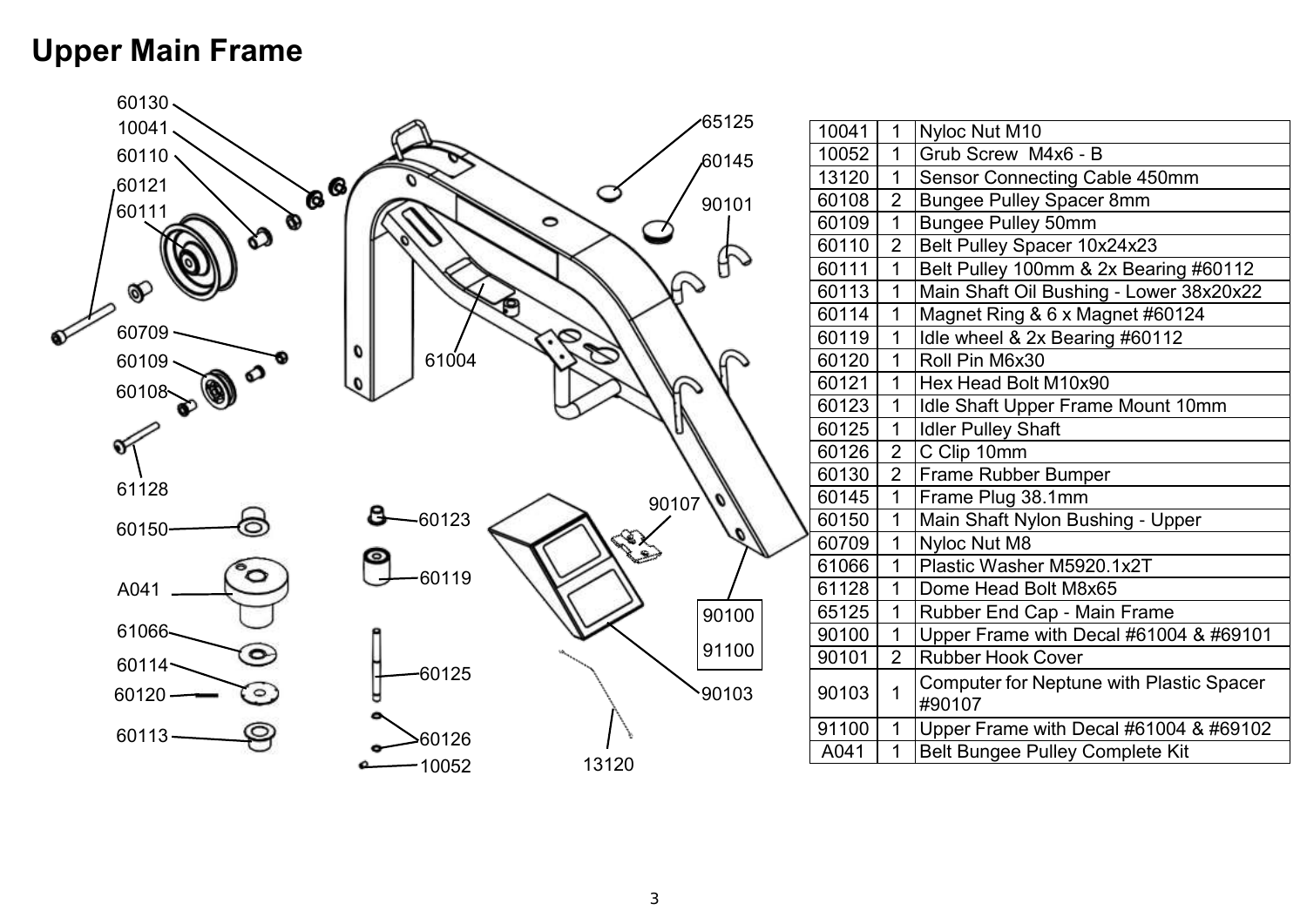# Upper Main Frame

| | | |
|---|---|---|
| 10041 | 1 | Nyloc Nut M10 |
| 10052 | 1 | Grub Screw M4x6 - B |
| 13120 | 1 | Sensor Connecting Cable 450mm |
| 60108 | 2 | Bungee Pulley Spacer 8mm |
| 60109 | 1 | Bungee Pulley 50mm |
| 60110 | 2 | Belt Pulley Spacer 10x24x23 |
| 60111 | 1 | Belt Pulley 100mm & 2x Bearing #60112 |
| 60113 | 1 | Main Shaft Oil Bushing - Lower 38x20x22 |
| 60114 | 1 | Magnet Ring & 6 x Magnet #60124 |
| 60119 | 1 | Idle wheel & 2x Bearing #60112 |
| 60120 | 1 | Roll Pin M6x30 |
| 60121 | 1 | Hex Head Bolt M10x90 |
| 60123 | 1 | Idle Shaft Upper Frame Mount 10mm |
| 60125 | 1 | Idler Pulley Shaft |
| 60126 | 2 | C Clip 10mm |
| 60130 | 2 | Frame Rubber Bumper |
| 60145 | 1 | Frame Plug 38.1mm |
| 60150 | 1 | Main Shaft Nylon Bushing - Upper |
| 60709 | 1 | Nyloc Nut M8 |
| 61066 | 1 | Plastic Washer M5920.1x2T |
| 61128 | 1 | Dome Head Bolt M8x65 |
| 65125 | 1 | Rubber End Cap - Main Frame |
| 90100 | 1 | Upper Frame with Decal #61004 & #69101 |
| 90101 | 2 | Rubber Hook Cover |
| 90103 | 1 | Computer for Neptune with Plastic Spacer #90107 |
| 91100 | 1 | Upper Frame with Decal #61004 & #69102 |
| A041 | 1 | Belt Bungee Pulley Complete Kit |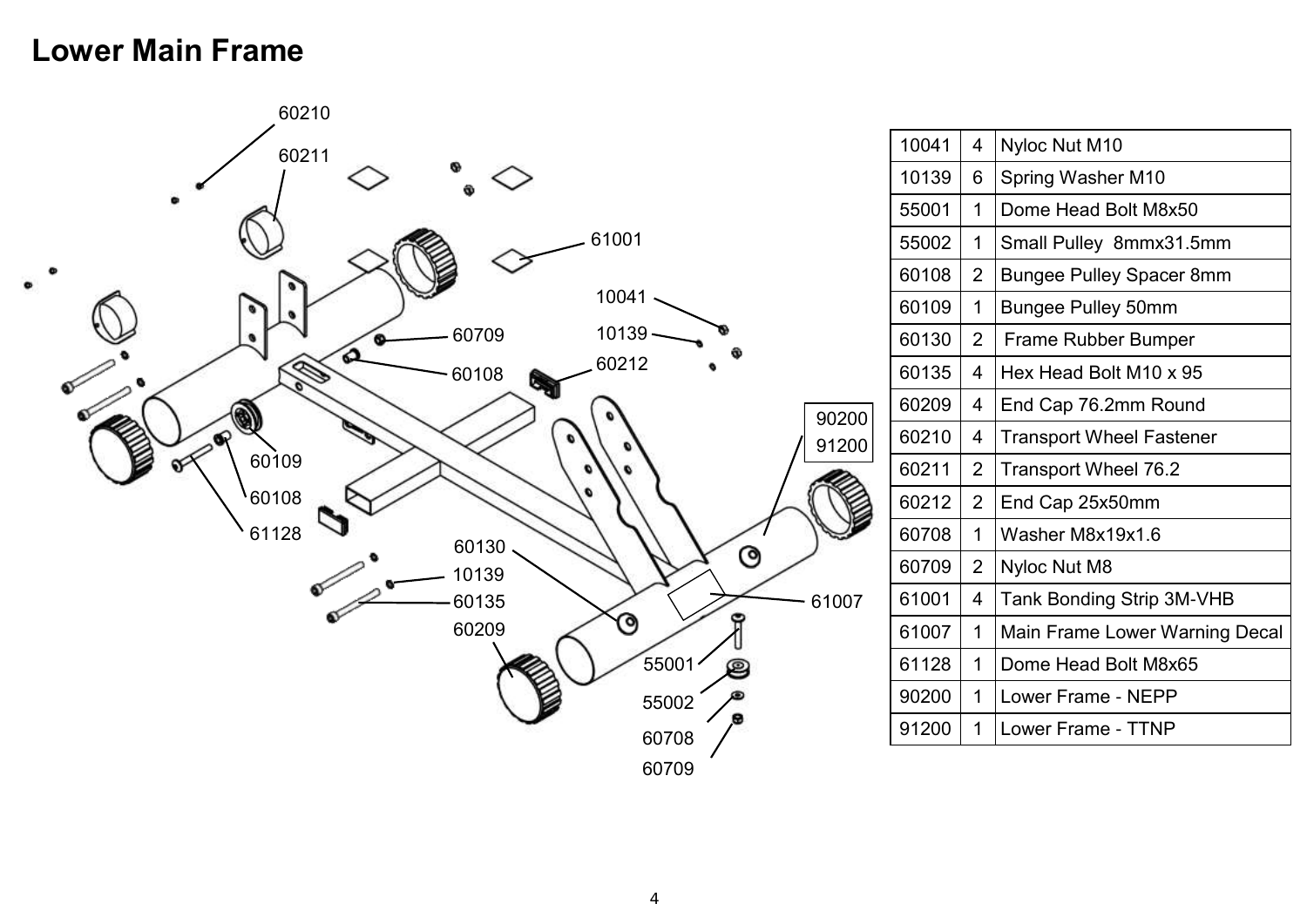# Lower Main Frame

| | | |
|---|---|---|
| 10041 | 4 | Nyloc Nut M10 |
| 10139 | 6 | Spring Washer M10 |
| 55001 | 1 | Dome Head Bolt M8x50 |
| 55002 | 1 | Small Pulley 8mmx31.5mm |
| 60108 | 2 | Bungee Pulley Spacer 8mm |
| 60109 | 1 | Bungee Pulley 50mm |
| 60130 | 2 | Frame Rubber Bumper |
| 60135 | 4 | Hex Head Bolt M10 x 95 |
| 60209 | 4 | End Cap 76.2mm Round |
| 60210 | 4 | Transport Wheel Fastener |
| 60211 | 2 | Transport Wheel 76.2 |
| 60212 | 2 | End Cap 25x50mm |
| 60708 | 1 | Washer M8x19x1.6 |
| 60709 | 2 | Nyloc Nut M8 |
| 61001 | 4 | Tank Bonding Strip 3M-VHB |
| 61007 | 1 | Main Frame Lower Warning Decal |
| 61128 | 1 | Dome Head Bolt M8x65 |
| 90200 | 1 | Lower Frame - NEPP |
| 91200 | 1 | Lower Frame - TTNP |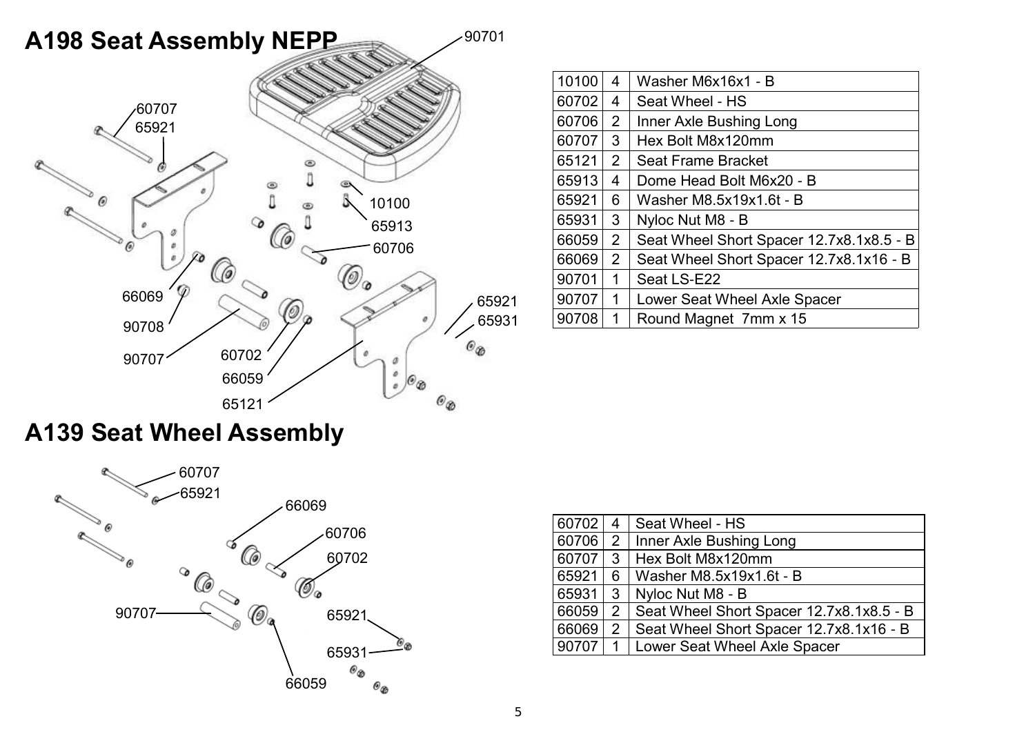# A198 Seat Assembly NEPP

| | | |
|---|---|---|
| 10100 | 4 | Washer M6x16x1 - B |
| 60702 | 4 | Seat Wheel - HS |
| 60706 | 2 | Inner Axle Bushing Long |
| 60707 | 3 | Hex Bolt M8x120mm |
| 65121 | 2 | Seat Frame Bracket |
| 65913 | 4 | Dome Head Bolt M6x20 - B |
| 65921 | 6 | Washer M8.5x19x1.6t - B |
| 65931 | 3 | Nyloc Nut M8 - B |
| 66059 | 2 | Seat Wheel Short Spacer 12.7x8.1x8.5 - B |
| 66069 | 2 | Seat Wheel Short Spacer 12.7x8.1x16 - B |
| 90701 | 1 | Seat LS-E22 |
| 90707 | 1 | Lower Seat Wheel Axle Spacer |
| 90708 | 1 | Round Magnet 7mm x 15 |

# A139 Seat Wheel Assembly

| | | |
|---|---|---|
| 60702 | 4 | Seat Wheel - HS |
| 60706 | 2 | Inner Axle Bushing Long |
| 60707 | 3 | Hex Bolt M8x120mm |
| 65921 | 6 | Washer M8.5x19x1.6t - B |
| 65931 | 3 | Nyloc Nut M8 - B |
| 66059 | 2 | Seat Wheel Short Spacer 12.7x8.1x8.5 - B |
| 66069 | 2 | Seat Wheel Short Spacer 12.7x8.1x16 - B |
| 90707 | 1 | Lower Seat Wheel Axle Spacer |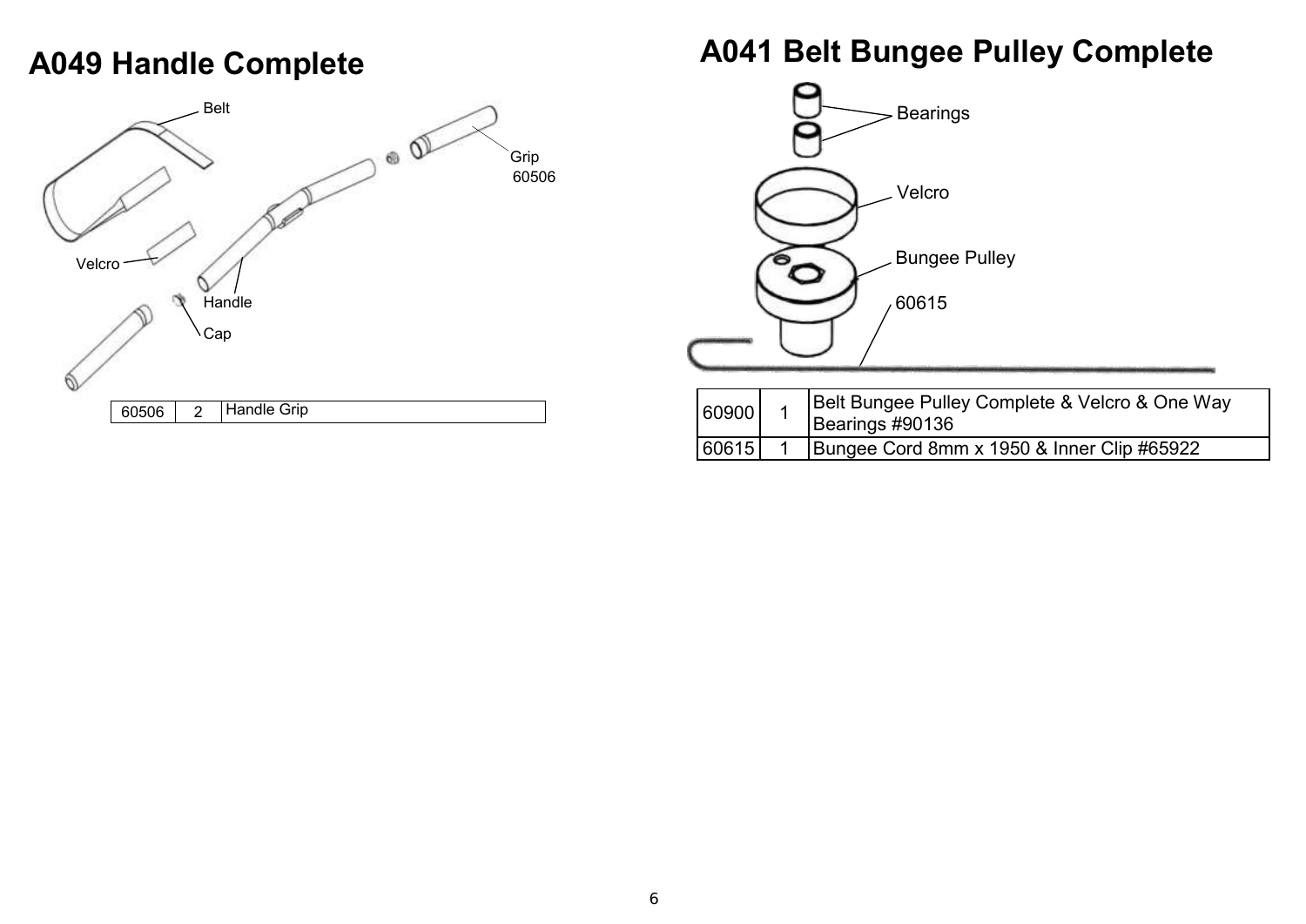# A049 Handle Complete

| 60506 | 2 | Handle Grip |
| --- | --- | --- |

# A041 Belt Bungee Pulley Complete

| 60900 | 1 | Belt Bungee Pulley Complete & Velcro & One Way Bearings #90136 |
| --- | --- | --- |
| 60615 | 1 | Bungee Cord 8mm x 1950 & Inner Clip #65922 |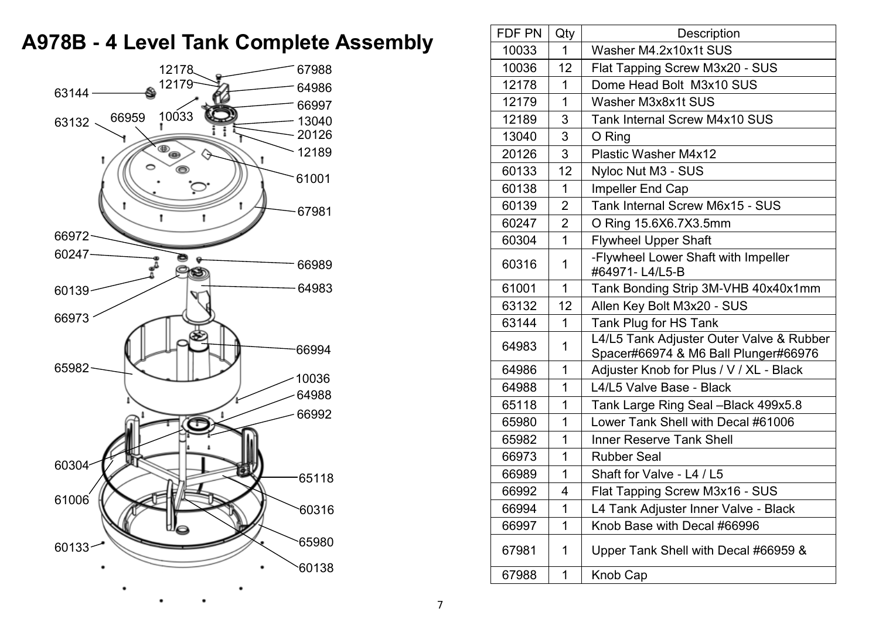# A978B - 4 Level Tank Complete Assembly

| FDF PN | Qty | Description |
|---|---|---|
| 10033 | 1 | Washer M4.2x10x1t SUS |
| 10036 | 12 | Flat Tapping Screw M3x20 - SUS |
| 12178 | 1 | Dome Head Bolt M3x10 SUS |
| 12179 | 1 | Washer M3x8x1t SUS |
| 12189 | 3 | Tank Internal Screw M4x10 SUS |
| 13040 | 3 | O Ring |
| 20126 | 3 | Plastic Washer M4x12 |
| 60133 | 12 | Nyloc Nut M3 - SUS |
| 60138 | 1 | Impeller End Cap |
| 60139 | 2 | Tank Internal Screw M6x15 - SUS |
| 60247 | 2 | O Ring 15.6X6.7X3.5mm |
| 60304 | 1 | Flywheel Upper Shaft |
| 60316 | 1 | -Flywheel Lower Shaft with Impeller #64971- L4/L5-B |
| 61001 | 1 | Tank Bonding Strip 3M-VHB 40x40x1mm |
| 63132 | 12 | Allen Key Bolt M3x20 - SUS |
| 63144 | 1 | Tank Plug for HS Tank |
| 64983 | 1 | L4/L5 Tank Adjuster Outer Valve & Rubber Spacer#66974 & M6 Ball Plunger#66976 |
| 64986 | 1 | Adjuster Knob for Plus / V / XL - Black |
| 64988 | 1 | L4/L5 Valve Base - Black |
| 65118 | 1 | Tank Large Ring Seal –Black 499x5.8 |
| 65980 | 1 | Lower Tank Shell with Decal #61006 |
| 65982 | 1 | Inner Reserve Tank Shell |
| 66973 | 1 | Rubber Seal |
| 66989 | 1 | Shaft for Valve - L4 / L5 |
| 66992 | 4 | Flat Tapping Screw M3x16 - SUS |
| 66994 | 1 | L4 Tank Adjuster Inner Valve - Black |
| 66997 | 1 | Knob Base with Decal #66996 |
| 67981 | 1 | Upper Tank Shell with Decal #66959 & |
| 67988 | 1 | Knob Cap |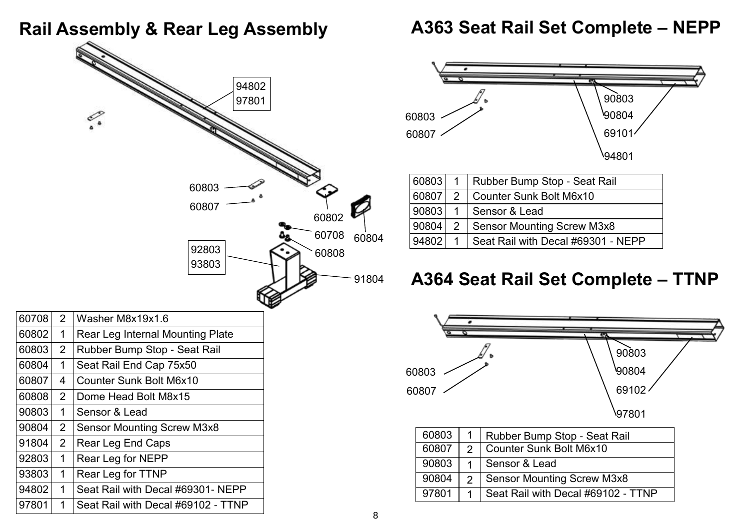# Rail Assembly & Rear Leg Assembly

| | | |
|---|---|---|
| 60708 | 2 | Washer M8x19x1.6 |
| 60802 | 1 | Rear Leg Internal Mounting Plate |
| 60803 | 2 | Rubber Bump Stop - Seat Rail |
| 60804 | 1 | Seat Rail End Cap 75x50 |
| 60807 | 4 | Counter Sunk Bolt M6x10 |
| 60808 | 2 | Dome Head Bolt M8x15 |
| 90803 | 1 | Sensor & Lead |
| 90804 | 2 | Sensor Mounting Screw M3x8 |
| 91804 | 2 | Rear Leg End Caps |
| 92803 | 1 | Rear Leg for NEPP |
| 93803 | 1 | Rear Leg for TTNP |
| 94802 | 1 | Seat Rail with Decal #69301- NEPP |
| 97801 | 1 | Seat Rail with Decal #69102 - TTNP |

# A363 Seat Rail Set Complete – NEPP

| | | |
|---|---|---|
| 60803 | 1 | Rubber Bump Stop - Seat Rail |
| 60807 | 2 | Counter Sunk Bolt M6x10 |
| 90803 | 1 | Sensor & Lead |
| 90804 | 2 | Sensor Mounting Screw M3x8 |
| 94802 | 1 | Seat Rail with Decal #69301 - NEPP |

# A364 Seat Rail Set Complete – TTNP

| | | |
|---|---|---|
| 60803 | 1 | Rubber Bump Stop - Seat Rail |
| 60807 | 2 | Counter Sunk Bolt M6x10 |
| 90803 | 1 | Sensor & Lead |
| 90804 | 2 | Sensor Mounting Screw M3x8 |
| 97801 | 1 | Seat Rail with Decal #69102 - TTNP |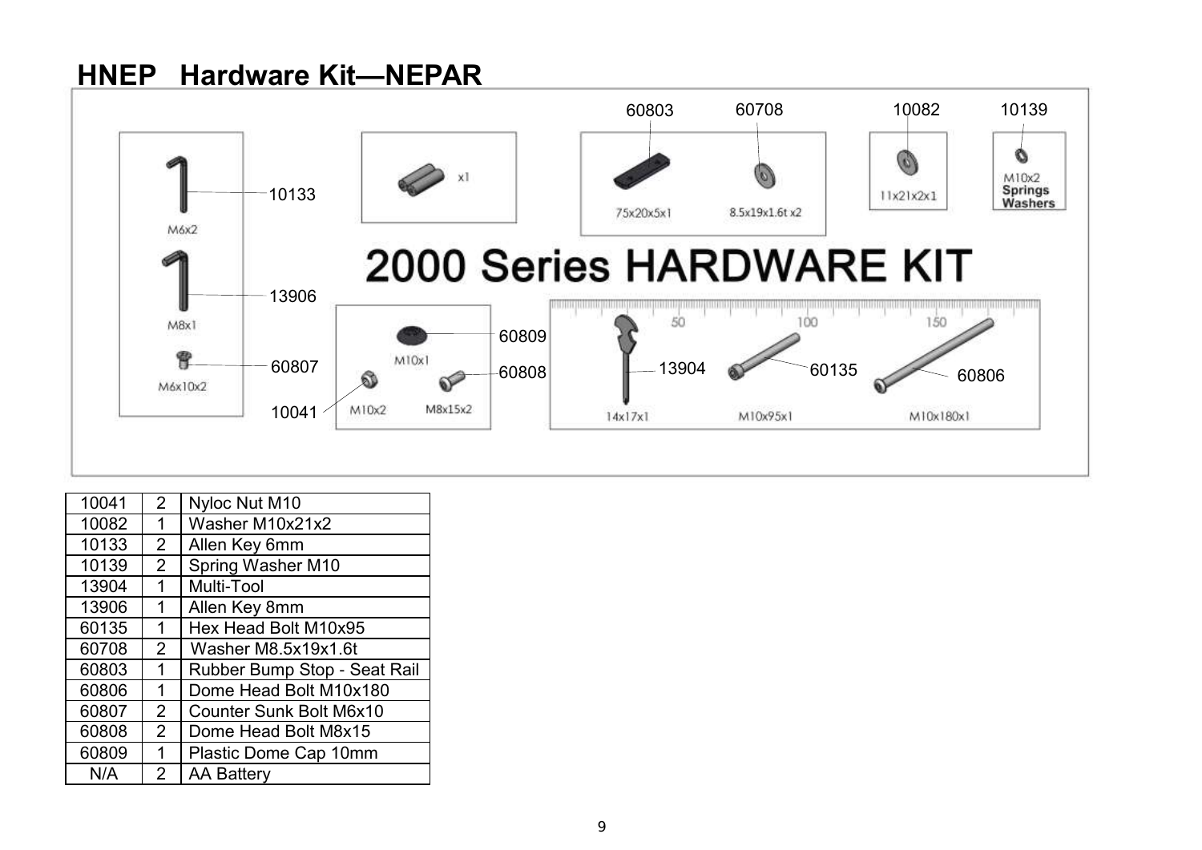# HNEP Hardware Kit—NEPAR

60803
60708
10082
10139

10133
M6x2

x1

75x20x5x1
8.5x19x1.6t x2
11x21x2x1
M10x2 Springs Washers

2000 Series HARDWARE KIT

13906
M8x1

60809
M10x1

60807
M6x10x2

60808

10041
M10x2
M8x15x2

13904
14x17x1

60135
M10x95x1

60806
M10x180x1

50
100
150

| | | |
|---|---|---|
| 10041 | 2 | Nyloc Nut M10 |
| 10082 | 1 | Washer M10x21x2 |
| 10133 | 2 | Allen Key 6mm |
| 10139 | 2 | Spring Washer M10 |
| 13904 | 1 | Multi-Tool |
| 13906 | 1 | Allen Key 8mm |
| 60135 | 1 | Hex Head Bolt M10x95 |
| 60708 | 2 | Washer M8.5x19x1.6t |
| 60803 | 1 | Rubber Bump Stop - Seat Rail |
| 60806 | 1 | Dome Head Bolt M10x180 |
| 60807 | 2 | Counter Sunk Bolt M6x10 |
| 60808 | 2 | Dome Head Bolt M8x15 |
| 60809 | 1 | Plastic Dome Cap 10mm |
| N/A | 2 | AA Battery |